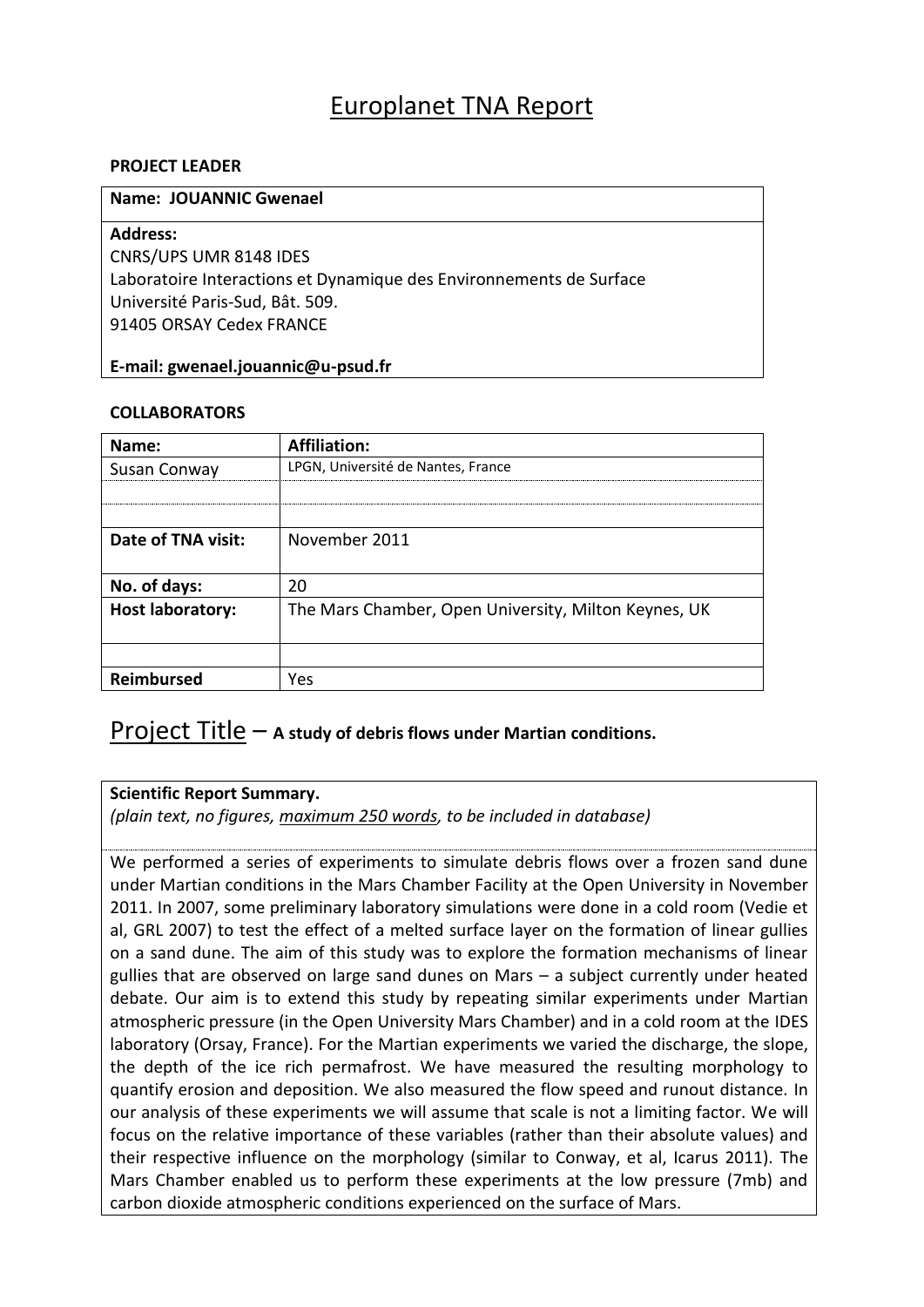# Europlanet TNA Report

**PROJECT LEADER**

| **Name: JOUANNIC Gwenael** |
|---|
| **Address:**<br>CNRS/UPS UMR 8148 IDES<br>Laboratoire Interactions et Dynamique des Environnements de Surface<br>Université Paris-Sud, Bât. 509.<br>91405 ORSAY Cedex FRANCE<br><br>**E-mail: gwenael.jouannic@u-psud.fr** |

**COLLABORATORS**

| **Name:** | **Affiliation:** |
|---|---|
| Susan Conway | LPGN, Université de Nantes, France |
| | |
| | |
| **Date of TNA visit:** | November 2011 |
| **No. of days:** | 20 |
| **Host laboratory:** | The Mars Chamber, Open University, Milton Keynes, UK |
| | |
| **Reimbursed** | Yes |

## Project Title – **A study of debris flows under Martian conditions.**

**Scientific Report Summary.**
*(plain text, no figures, maximum 250 words, to be included in database)*

We performed a series of experiments to simulate debris flows over a frozen sand dune under Martian conditions in the Mars Chamber Facility at the Open University in November 2011. In 2007, some preliminary laboratory simulations were done in a cold room (Vedie et al, GRL 2007) to test the effect of a melted surface layer on the formation of linear gullies on a sand dune. The aim of this study was to explore the formation mechanisms of linear gullies that are observed on large sand dunes on Mars – a subject currently under heated debate. Our aim is to extend this study by repeating similar experiments under Martian atmospheric pressure (in the Open University Mars Chamber) and in a cold room at the IDES laboratory (Orsay, France). For the Martian experiments we varied the discharge, the slope, the depth of the ice rich permafrost. We have measured the resulting morphology to quantify erosion and deposition. We also measured the flow speed and runout distance. In our analysis of these experiments we will assume that scale is not a limiting factor. We will focus on the relative importance of these variables (rather than their absolute values) and their respective influence on the morphology (similar to Conway, et al, Icarus 2011). The Mars Chamber enabled us to perform these experiments at the low pressure (7mb) and carbon dioxide atmospheric conditions experienced on the surface of Mars.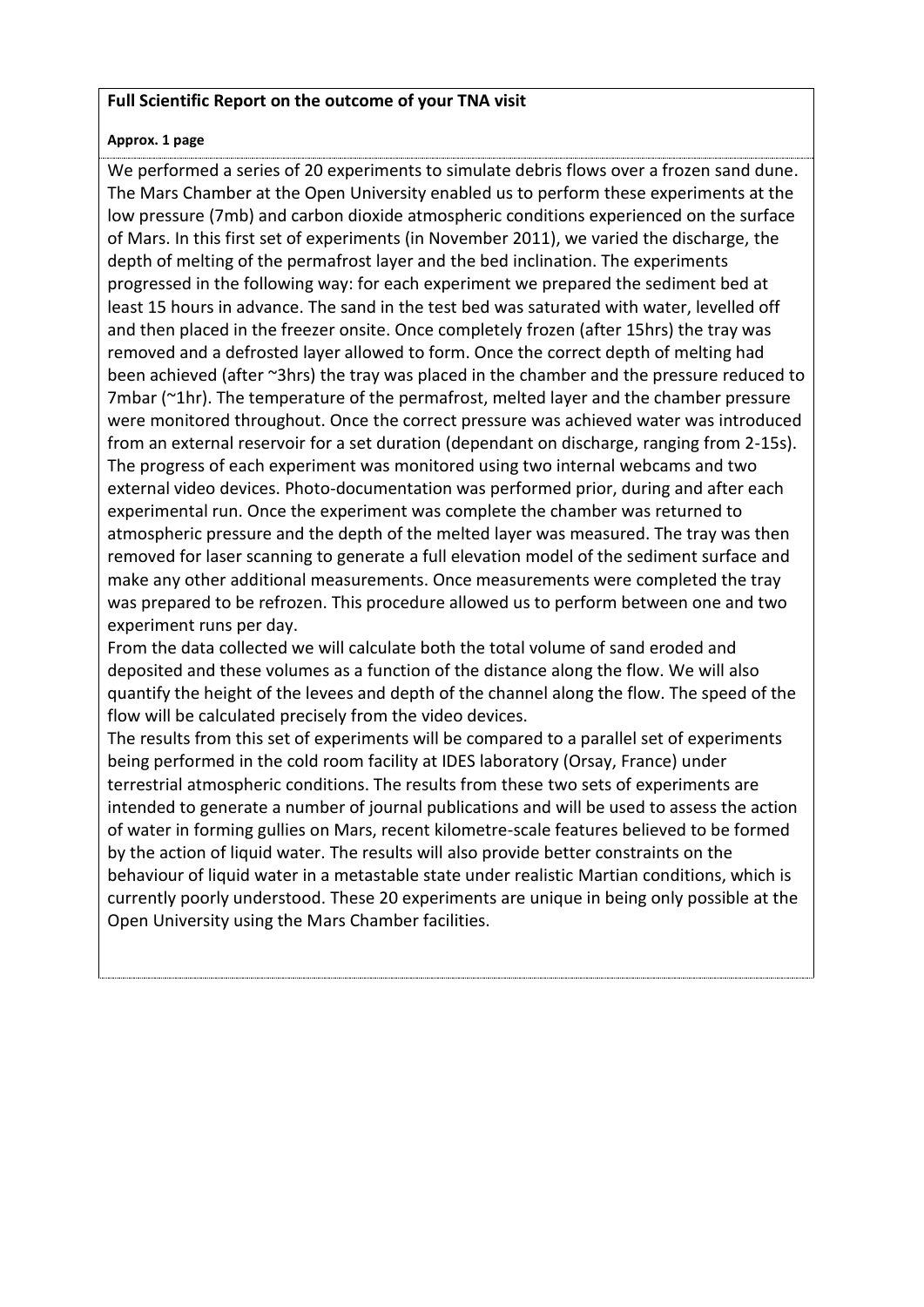**Full Scientific Report on the outcome of your TNA visit**

**Approx. 1 page**

We performed a series of 20 experiments to simulate debris flows over a frozen sand dune. The Mars Chamber at the Open University enabled us to perform these experiments at the low pressure (7mb) and carbon dioxide atmospheric conditions experienced on the surface of Mars. In this first set of experiments (in November 2011), we varied the discharge, the depth of melting of the permafrost layer and the bed inclination. The experiments progressed in the following way: for each experiment we prepared the sediment bed at least 15 hours in advance. The sand in the test bed was saturated with water, levelled off and then placed in the freezer onsite. Once completely frozen (after 15hrs) the tray was removed and a defrosted layer allowed to form. Once the correct depth of melting had been achieved (after ~3hrs) the tray was placed in the chamber and the pressure reduced to 7mbar (~1hr). The temperature of the permafrost, melted layer and the chamber pressure were monitored throughout. Once the correct pressure was achieved water was introduced from an external reservoir for a set duration (dependant on discharge, ranging from 2-15s). The progress of each experiment was monitored using two internal webcams and two external video devices. Photo-documentation was performed prior, during and after each experimental run. Once the experiment was complete the chamber was returned to atmospheric pressure and the depth of the melted layer was measured. The tray was then removed for laser scanning to generate a full elevation model of the sediment surface and make any other additional measurements. Once measurements were completed the tray was prepared to be refrozen. This procedure allowed us to perform between one and two experiment runs per day.

From the data collected we will calculate both the total volume of sand eroded and deposited and these volumes as a function of the distance along the flow. We will also quantify the height of the levees and depth of the channel along the flow. The speed of the flow will be calculated precisely from the video devices.

The results from this set of experiments will be compared to a parallel set of experiments being performed in the cold room facility at IDES laboratory (Orsay, France) under terrestrial atmospheric conditions. The results from these two sets of experiments are intended to generate a number of journal publications and will be used to assess the action of water in forming gullies on Mars, recent kilometre-scale features believed to be formed by the action of liquid water. The results will also provide better constraints on the behaviour of liquid water in a metastable state under realistic Martian conditions, which is currently poorly understood. These 20 experiments are unique in being only possible at the Open University using the Mars Chamber facilities.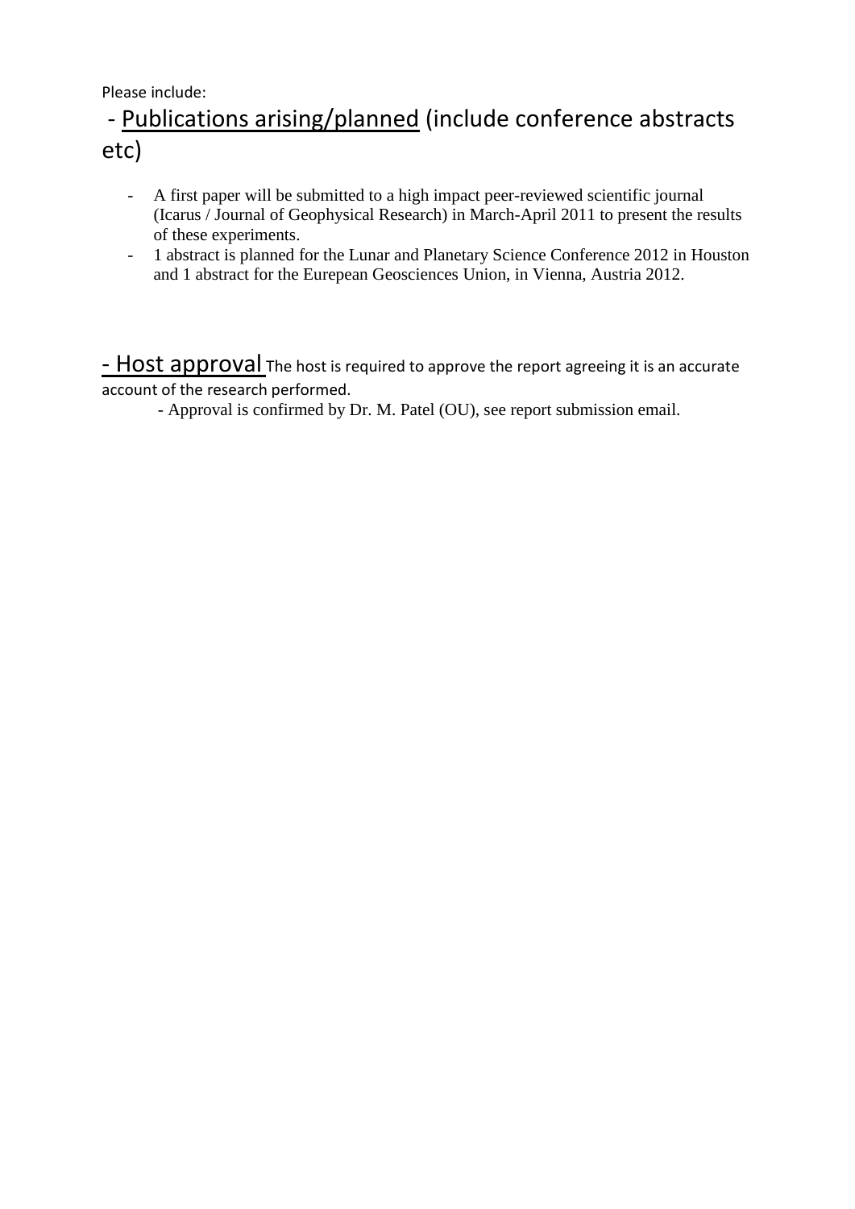Please include:

## - Publications arising/planned (include conference abstracts etc)

- A first paper will be submitted to a high impact peer-reviewed scientific journal (Icarus / Journal of Geophysical Research) in March-April 2011 to present the results of these experiments.
- 1 abstract is planned for the Lunar and Planetary Science Conference 2012 in Houston and 1 abstract for the Eurepean Geosciences Union, in Vienna, Austria 2012.

## - Host approval

The host is required to approve the report agreeing it is an accurate account of the research performed.

- Approval is confirmed by Dr. M. Patel (OU), see report submission email.